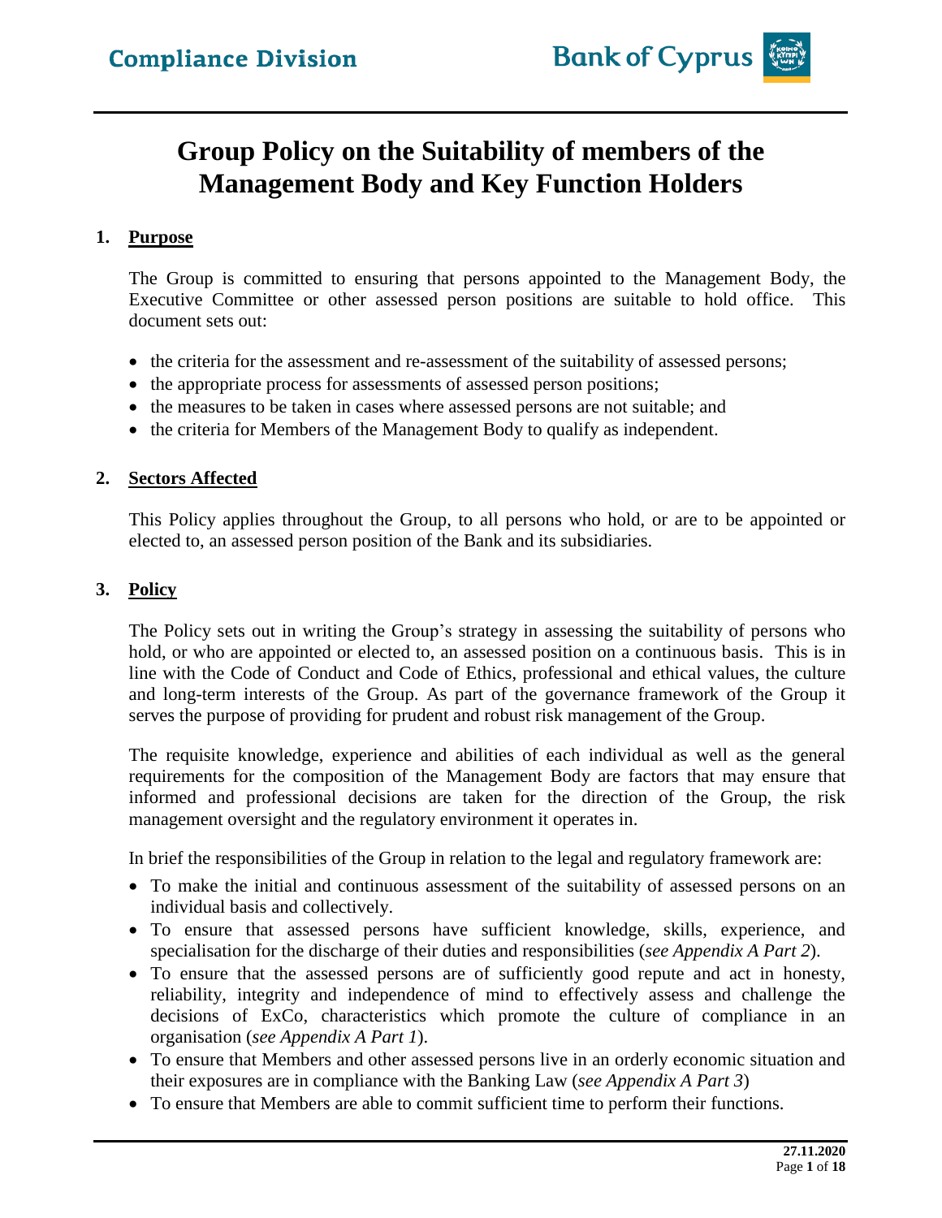# Group Policy on the Suitability of members of the Management Body and Key Function Holders

## 1. Purpose

The Group is committed to ensuring that persons appointed to the Management Body, the Executive Committee or other assessed person positions are suitable to hold office. This document sets out:

- the criteria for the assessment and re-assessment of the suitability of assessed persons;
- the appropriate process for assessments of assessed person positions;
- the measures to be taken in cases where assessed persons are not suitable; and
- the criteria for Members of the Management Body to qualify as independent.

## 2. Sectors Affected

This Policy applies throughout the Group, to all persons who hold, or are to be appointed or elected to, an assessed person position of the Bank and its subsidiaries.

## 3. Policy

The Policy sets out in writing the Group's strategy in assessing the suitability of persons who hold, or who are appointed or elected to, an assessed position on a continuous basis. This is in line with the Code of Conduct and Code of Ethics, professional and ethical values, the culture and long-term interests of the Group. As part of the governance framework of the Group it serves the purpose of providing for prudent and robust risk management of the Group.

The requisite knowledge, experience and abilities of each individual as well as the general requirements for the composition of the Management Body are factors that may ensure that informed and professional decisions are taken for the direction of the Group, the risk management oversight and the regulatory environment it operates in.

In brief the responsibilities of the Group in relation to the legal and regulatory framework are:

- To make the initial and continuous assessment of the suitability of assessed persons on an individual basis and collectively.
- To ensure that assessed persons have sufficient knowledge, skills, experience, and specialisation for the discharge of their duties and responsibilities (*see Appendix A Part 2*).
- To ensure that the assessed persons are of sufficiently good repute and act in honesty, reliability, integrity and independence of mind to effectively assess and challenge the decisions of ExCo, characteristics which promote the culture of compliance in an organisation (*see Appendix A Part 1*).
- To ensure that Members and other assessed persons live in an orderly economic situation and their exposures are in compliance with the Banking Law (*see Appendix A Part 3*)
- To ensure that Members are able to commit sufficient time to perform their functions.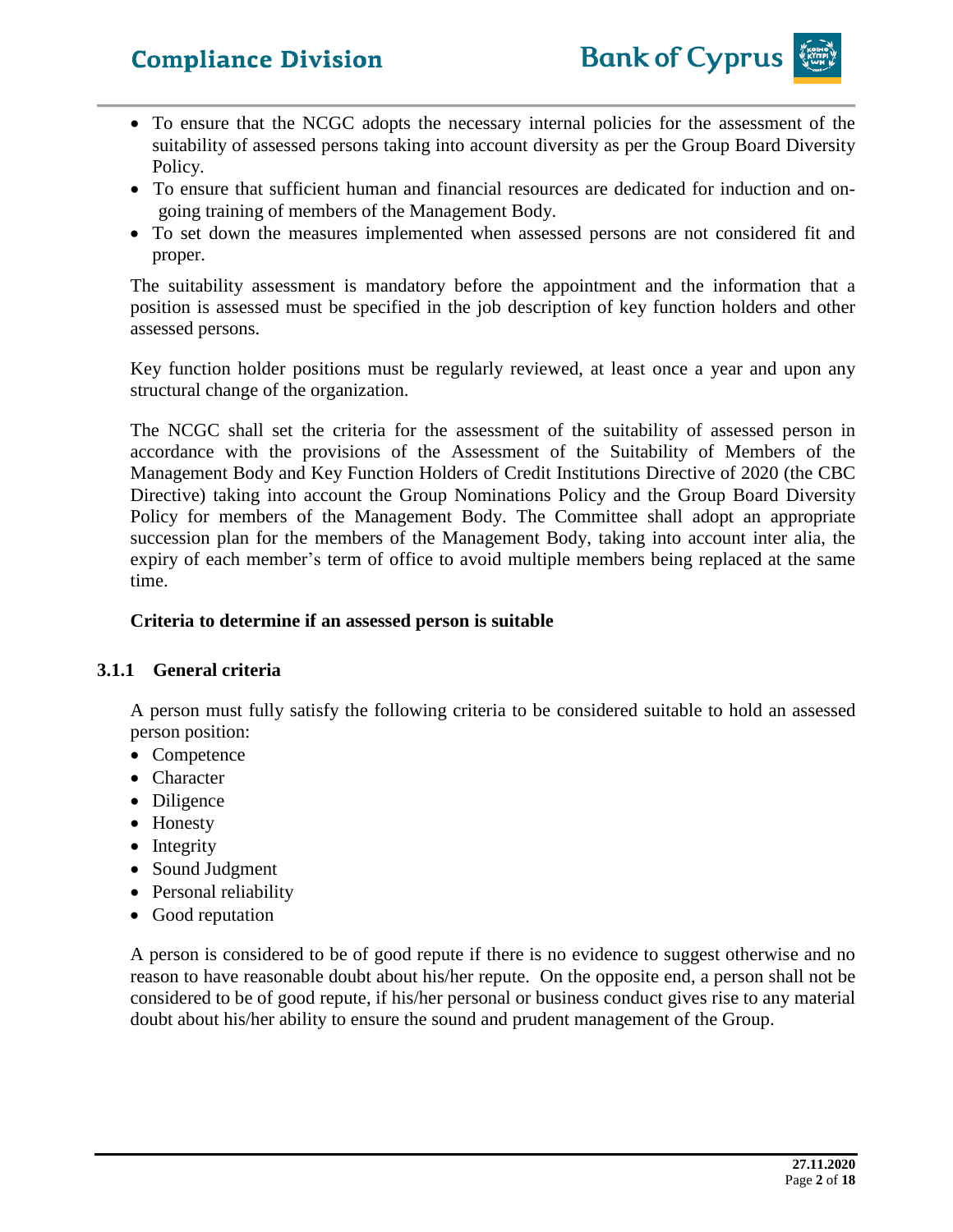- To ensure that the NCGC adopts the necessary internal policies for the assessment of the suitability of assessed persons taking into account diversity as per the Group Board Diversity Policy.
- To ensure that sufficient human and financial resources are dedicated for induction and on-going training of members of the Management Body.
- To set down the measures implemented when assessed persons are not considered fit and proper.

The suitability assessment is mandatory before the appointment and the information that a position is assessed must be specified in the job description of key function holders and other assessed persons.

Key function holder positions must be regularly reviewed, at least once a year and upon any structural change of the organization.

The NCGC shall set the criteria for the assessment of the suitability of assessed person in accordance with the provisions of the Assessment of the Suitability of Members of the Management Body and Key Function Holders of Credit Institutions Directive of 2020 (the CBC Directive) taking into account the Group Nominations Policy and the Group Board Diversity Policy for members of the Management Body. The Committee shall adopt an appropriate succession plan for the members of the Management Body, taking into account inter alia, the expiry of each member's term of office to avoid multiple members being replaced at the same time.

**Criteria to determine if an assessed person is suitable**

### 3.1.1 General criteria

A person must fully satisfy the following criteria to be considered suitable to hold an assessed person position:

- Competence
- Character
- Diligence
- Honesty
- Integrity
- Sound Judgment
- Personal reliability
- Good reputation

A person is considered to be of good repute if there is no evidence to suggest otherwise and no reason to have reasonable doubt about his/her repute. On the opposite end, a person shall not be considered to be of good repute, if his/her personal or business conduct gives rise to any material doubt about his/her ability to ensure the sound and prudent management of the Group.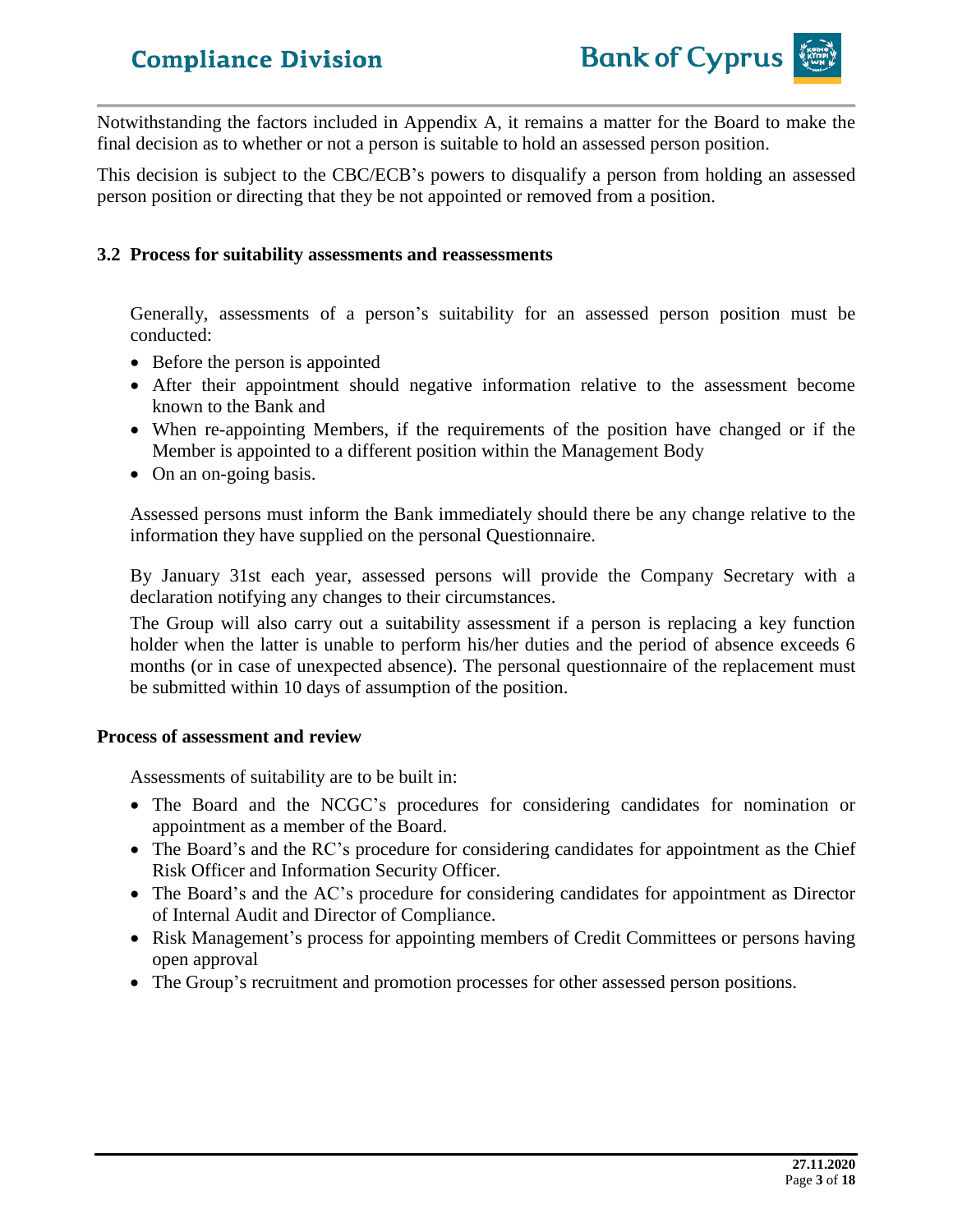Notwithstanding the factors included in Appendix A, it remains a matter for the Board to make the final decision as to whether or not a person is suitable to hold an assessed person position.

This decision is subject to the CBC/ECB's powers to disqualify a person from holding an assessed person position or directing that they be not appointed or removed from a position.

### 3.2 Process for suitability assessments and reassessments

Generally, assessments of a person's suitability for an assessed person position must be conducted:

- Before the person is appointed
- After their appointment should negative information relative to the assessment become known to the Bank and
- When re-appointing Members, if the requirements of the position have changed or if the Member is appointed to a different position within the Management Body
- On an on-going basis.

Assessed persons must inform the Bank immediately should there be any change relative to the information they have supplied on the personal Questionnaire.

By January 31st each year, assessed persons will provide the Company Secretary with a declaration notifying any changes to their circumstances.

The Group will also carry out a suitability assessment if a person is replacing a key function holder when the latter is unable to perform his/her duties and the period of absence exceeds 6 months (or in case of unexpected absence). The personal questionnaire of the replacement must be submitted within 10 days of assumption of the position.

#### Process of assessment and review

Assessments of suitability are to be built in:

- The Board and the NCGC's procedures for considering candidates for nomination or appointment as a member of the Board.
- The Board's and the RC's procedure for considering candidates for appointment as the Chief Risk Officer and Information Security Officer.
- The Board's and the AC's procedure for considering candidates for appointment as Director of Internal Audit and Director of Compliance.
- Risk Management's process for appointing members of Credit Committees or persons having open approval
- The Group's recruitment and promotion processes for other assessed person positions.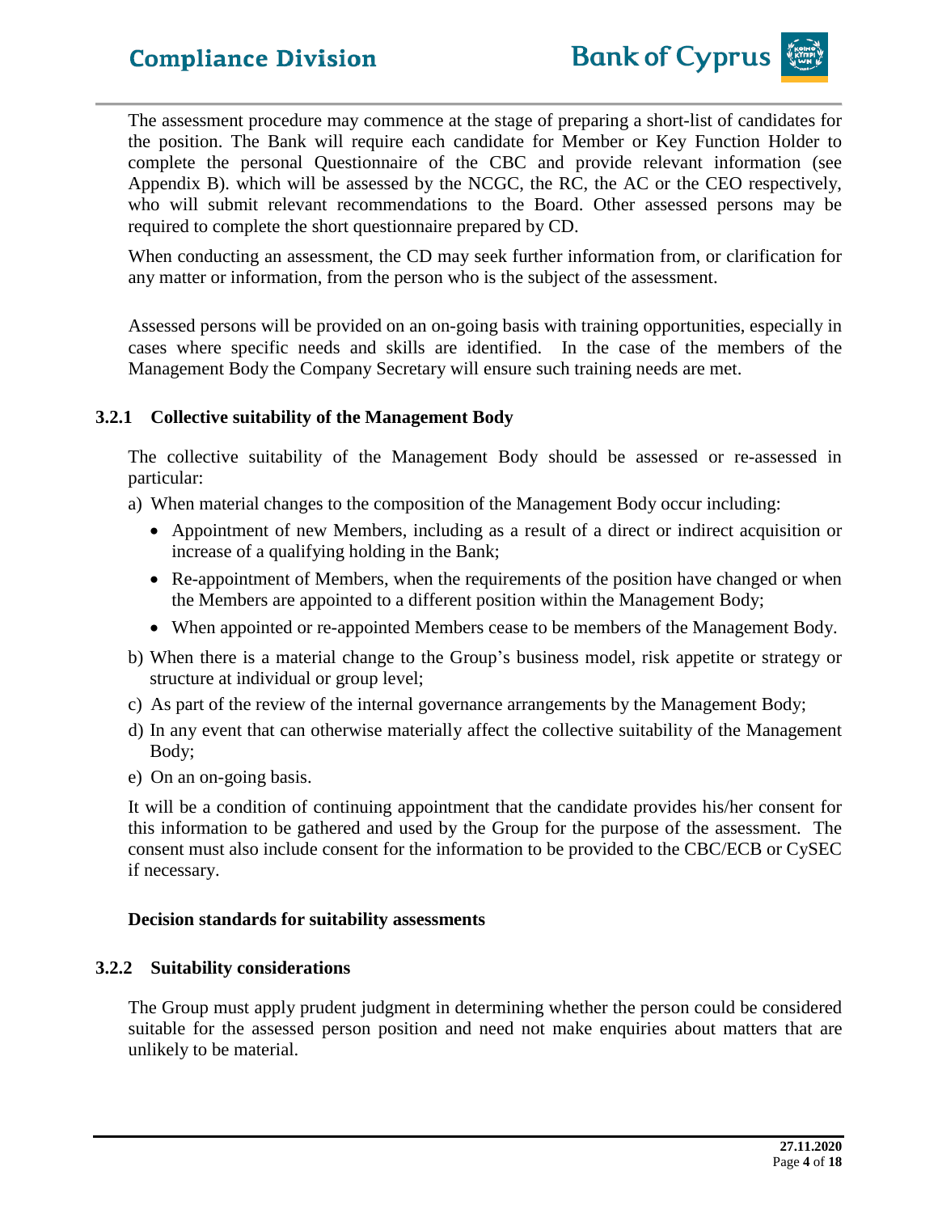The assessment procedure may commence at the stage of preparing a short-list of candidates for the position. The Bank will require each candidate for Member or Key Function Holder to complete the personal Questionnaire of the CBC and provide relevant information (see Appendix B). which will be assessed by the NCGC, the RC, the AC or the CEO respectively, who will submit relevant recommendations to the Board. Other assessed persons may be required to complete the short questionnaire prepared by CD.

When conducting an assessment, the CD may seek further information from, or clarification for any matter or information, from the person who is the subject of the assessment.

Assessed persons will be provided on an on-going basis with training opportunities, especially in cases where specific needs and skills are identified. In the case of the members of the Management Body the Company Secretary will ensure such training needs are met.

### 3.2.1 Collective suitability of the Management Body

The collective suitability of the Management Body should be assessed or re-assessed in particular:

a) When material changes to the composition of the Management Body occur including:
   - Appointment of new Members, including as a result of a direct or indirect acquisition or increase of a qualifying holding in the Bank;
   - Re-appointment of Members, when the requirements of the position have changed or when the Members are appointed to a different position within the Management Body;
   - When appointed or re-appointed Members cease to be members of the Management Body.

b) When there is a material change to the Group's business model, risk appetite or strategy or structure at individual or group level;

c) As part of the review of the internal governance arrangements by the Management Body;

d) In any event that can otherwise materially affect the collective suitability of the Management Body;

e) On an on-going basis.

It will be a condition of continuing appointment that the candidate provides his/her consent for this information to be gathered and used by the Group for the purpose of the assessment. The consent must also include consent for the information to be provided to the CBC/ECB or CySEC if necessary.

**Decision standards for suitability assessments**

### 3.2.2 Suitability considerations

The Group must apply prudent judgment in determining whether the person could be considered suitable for the assessed person position and need not make enquiries about matters that are unlikely to be material.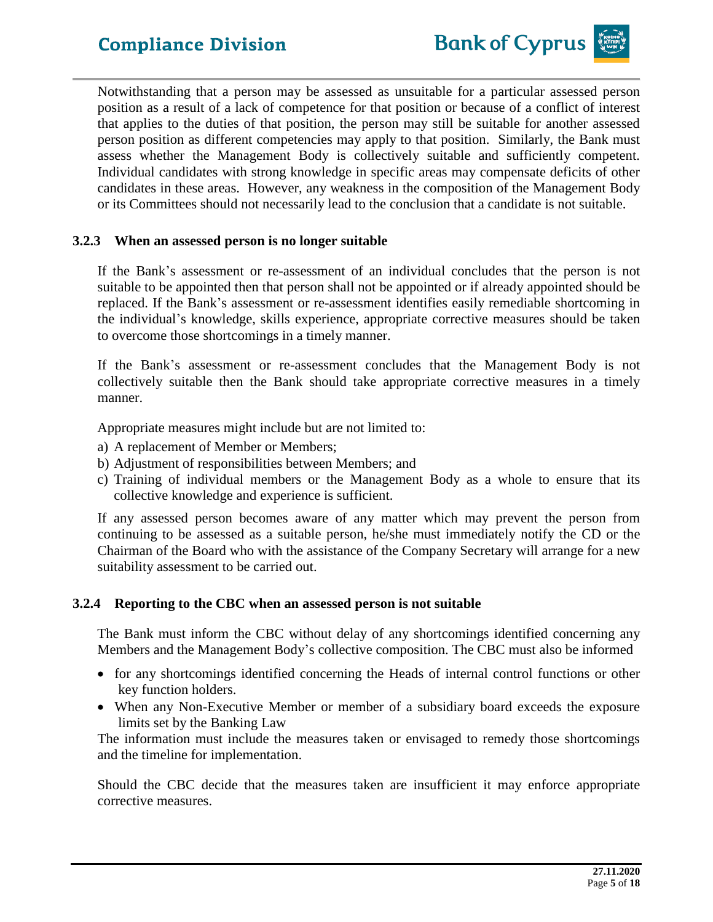Notwithstanding that a person may be assessed as unsuitable for a particular assessed person position as a result of a lack of competence for that position or because of a conflict of interest that applies to the duties of that position, the person may still be suitable for another assessed person position as different competencies may apply to that position. Similarly, the Bank must assess whether the Management Body is collectively suitable and sufficiently competent. Individual candidates with strong knowledge in specific areas may compensate deficits of other candidates in these areas. However, any weakness in the composition of the Management Body or its Committees should not necessarily lead to the conclusion that a candidate is not suitable.

### 3.2.3 When an assessed person is no longer suitable

If the Bank's assessment or re-assessment of an individual concludes that the person is not suitable to be appointed then that person shall not be appointed or if already appointed should be replaced. If the Bank's assessment or re-assessment identifies easily remediable shortcoming in the individual's knowledge, skills experience, appropriate corrective measures should be taken to overcome those shortcomings in a timely manner.

If the Bank's assessment or re-assessment concludes that the Management Body is not collectively suitable then the Bank should take appropriate corrective measures in a timely manner.

Appropriate measures might include but are not limited to:

a) A replacement of Member or Members;
b) Adjustment of responsibilities between Members; and
c) Training of individual members or the Management Body as a whole to ensure that its collective knowledge and experience is sufficient.

If any assessed person becomes aware of any matter which may prevent the person from continuing to be assessed as a suitable person, he/she must immediately notify the CD or the Chairman of the Board who with the assistance of the Company Secretary will arrange for a new suitability assessment to be carried out.

### 3.2.4 Reporting to the CBC when an assessed person is not suitable

The Bank must inform the CBC without delay of any shortcomings identified concerning any Members and the Management Body's collective composition. The CBC must also be informed

- for any shortcomings identified concerning the Heads of internal control functions or other key function holders.
- When any Non-Executive Member or member of a subsidiary board exceeds the exposure limits set by the Banking Law

The information must include the measures taken or envisaged to remedy those shortcomings and the timeline for implementation.

Should the CBC decide that the measures taken are insufficient it may enforce appropriate corrective measures.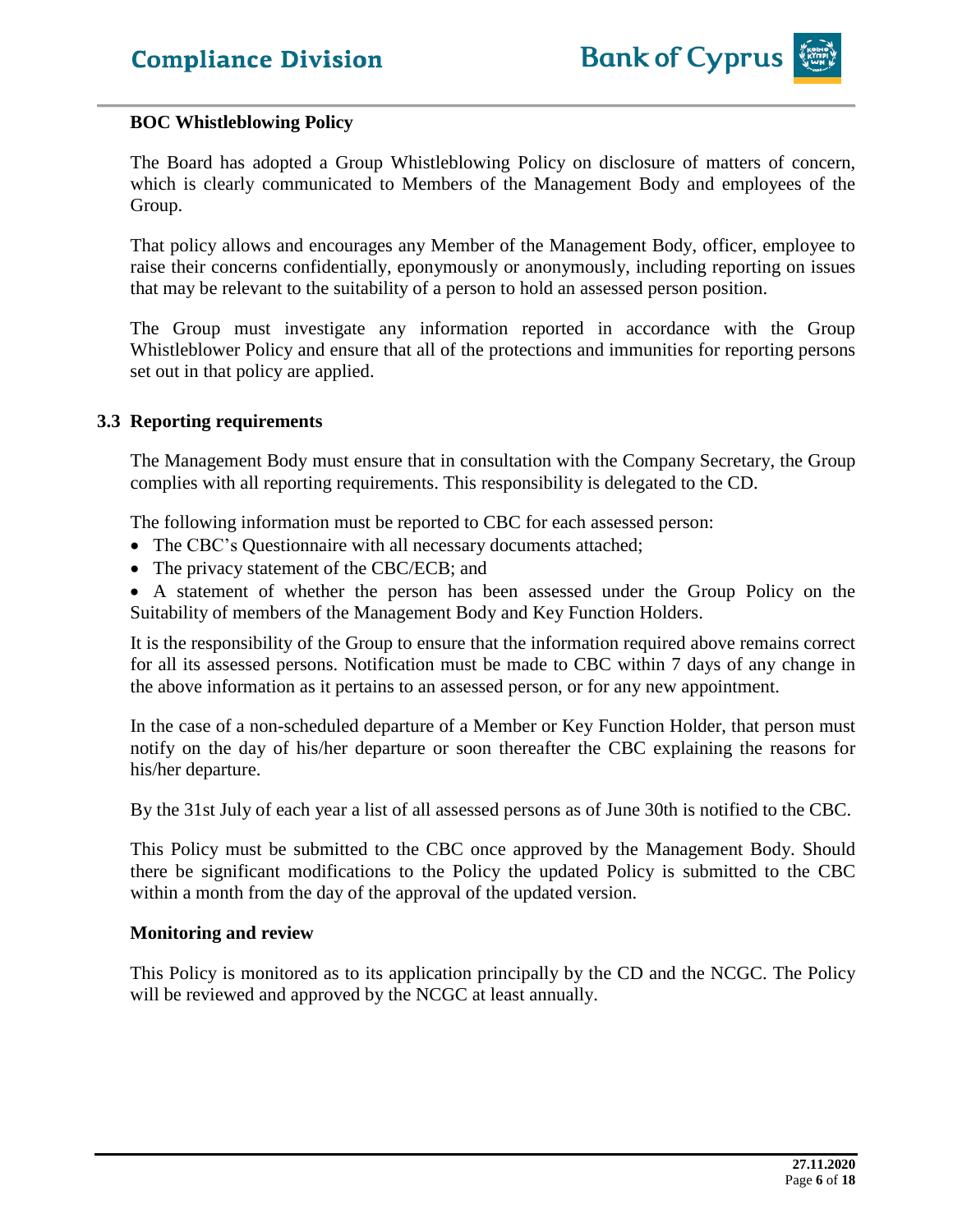**BOC Whistleblowing Policy**

The Board has adopted a Group Whistleblowing Policy on disclosure of matters of concern, which is clearly communicated to Members of the Management Body and employees of the Group.

That policy allows and encourages any Member of the Management Body, officer, employee to raise their concerns confidentially, eponymously or anonymously, including reporting on issues that may be relevant to the suitability of a person to hold an assessed person position.

The Group must investigate any information reported in accordance with the Group Whistleblower Policy and ensure that all of the protections and immunities for reporting persons set out in that policy are applied.

### 3.3 Reporting requirements

The Management Body must ensure that in consultation with the Company Secretary, the Group complies with all reporting requirements. This responsibility is delegated to the CD.

The following information must be reported to CBC for each assessed person:

- The CBC's Questionnaire with all necessary documents attached;
- The privacy statement of the CBC/ECB; and
- A statement of whether the person has been assessed under the Group Policy on the Suitability of members of the Management Body and Key Function Holders.

It is the responsibility of the Group to ensure that the information required above remains correct for all its assessed persons. Notification must be made to CBC within 7 days of any change in the above information as it pertains to an assessed person, or for any new appointment.

In the case of a non-scheduled departure of a Member or Key Function Holder, that person must notify on the day of his/her departure or soon thereafter the CBC explaining the reasons for his/her departure.

By the 31st July of each year a list of all assessed persons as of June 30th is notified to the CBC.

This Policy must be submitted to the CBC once approved by the Management Body. Should there be significant modifications to the Policy the updated Policy is submitted to the CBC within a month from the day of the approval of the updated version.

**Monitoring and review**

This Policy is monitored as to its application principally by the CD and the NCGC. The Policy will be reviewed and approved by the NCGC at least annually.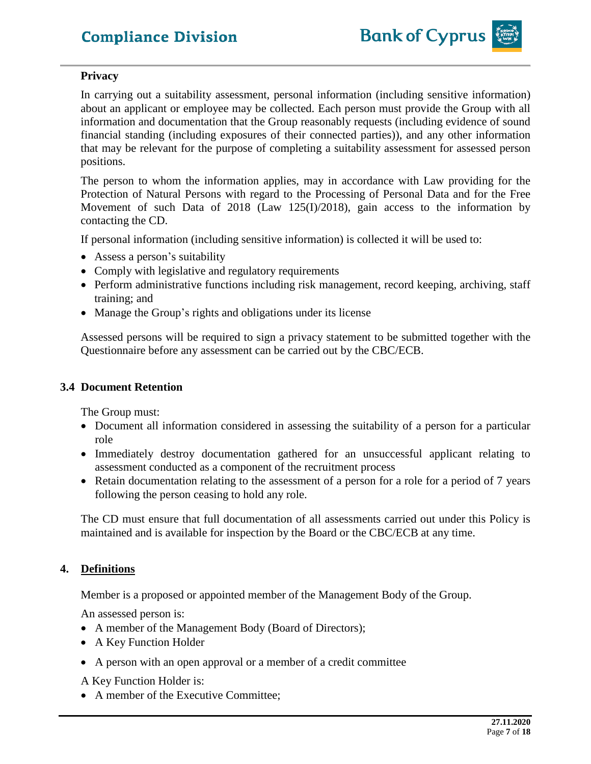**Privacy**

In carrying out a suitability assessment, personal information (including sensitive information) about an applicant or employee may be collected. Each person must provide the Group with all information and documentation that the Group reasonably requests (including evidence of sound financial standing (including exposures of their connected parties)), and any other information that may be relevant for the purpose of completing a suitability assessment for assessed person positions.

The person to whom the information applies, may in accordance with Law providing for the Protection of Natural Persons with regard to the Processing of Personal Data and for the Free Movement of such Data of 2018 (Law 125(I)/2018), gain access to the information by contacting the CD.

If personal information (including sensitive information) is collected it will be used to:

- Assess a person's suitability
- Comply with legislative and regulatory requirements
- Perform administrative functions including risk management, record keeping, archiving, staff training; and
- Manage the Group's rights and obligations under its license

Assessed persons will be required to sign a privacy statement to be submitted together with the Questionnaire before any assessment can be carried out by the CBC/ECB.

### 3.4 Document Retention

The Group must:

- Document all information considered in assessing the suitability of a person for a particular role
- Immediately destroy documentation gathered for an unsuccessful applicant relating to assessment conducted as a component of the recruitment process
- Retain documentation relating to the assessment of a person for a role for a period of 7 years following the person ceasing to hold any role.

The CD must ensure that full documentation of all assessments carried out under this Policy is maintained and is available for inspection by the Board or the CBC/ECB at any time.

## 4. Definitions

Member is a proposed or appointed member of the Management Body of the Group.

An assessed person is:

- A member of the Management Body (Board of Directors);
- A Key Function Holder
- A person with an open approval or a member of a credit committee

A Key Function Holder is:

- A member of the Executive Committee;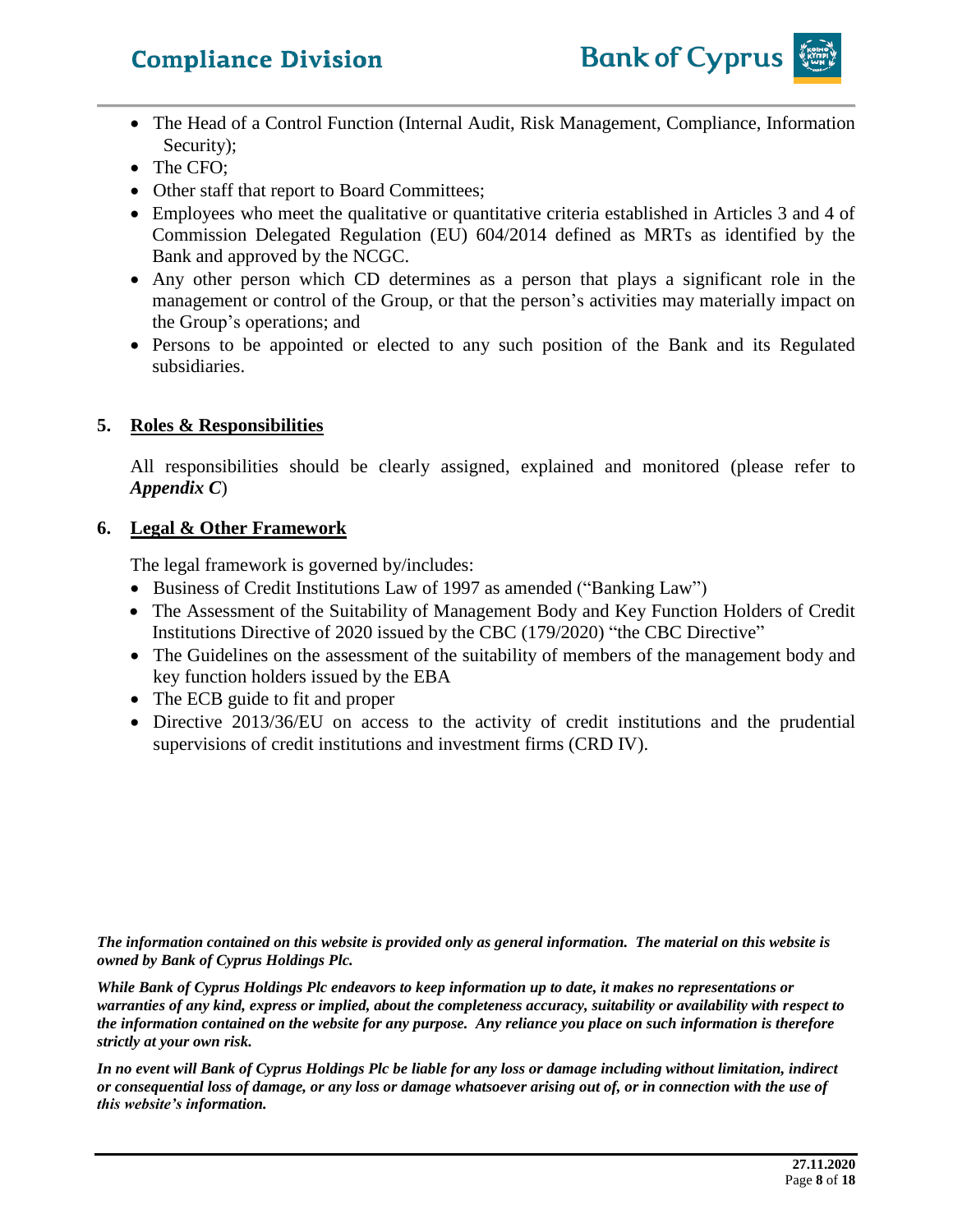- The Head of a Control Function (Internal Audit, Risk Management, Compliance, Information Security);
- The CFO;
- Other staff that report to Board Committees;
- Employees who meet the qualitative or quantitative criteria established in Articles 3 and 4 of Commission Delegated Regulation (EU) 604/2014 defined as MRTs as identified by the Bank and approved by the NCGC.
- Any other person which CD determines as a person that plays a significant role in the management or control of the Group, or that the person's activities may materially impact on the Group's operations; and
- Persons to be appointed or elected to any such position of the Bank and its Regulated subsidiaries.

## 5. <u>Roles & Responsibilities</u>

All responsibilities should be clearly assigned, explained and monitored (please refer to ***Appendix C***)

## 6. <u>Legal & Other Framework</u>

The legal framework is governed by/includes:

- Business of Credit Institutions Law of 1997 as amended ("Banking Law")
- The Assessment of the Suitability of Management Body and Key Function Holders of Credit Institutions Directive of 2020 issued by the CBC (179/2020) "the CBC Directive"
- The Guidelines on the assessment of the suitability of members of the management body and key function holders issued by the EBA
- The ECB guide to fit and proper
- Directive 2013/36/EU on access to the activity of credit institutions and the prudential supervisions of credit institutions and investment firms (CRD IV).

***The information contained on this website is provided only as general information. The material on this website is owned by Bank of Cyprus Holdings Plc.***

***While Bank of Cyprus Holdings Plc endeavors to keep information up to date, it makes no representations or warranties of any kind, express or implied, about the completeness accuracy, suitability or availability with respect to the information contained on the website for any purpose. Any reliance you place on such information is therefore strictly at your own risk.***

***In no event will Bank of Cyprus Holdings Plc be liable for any loss or damage including without limitation, indirect or consequential loss of damage, or any loss or damage whatsoever arising out of, or in connection with the use of this website's information.***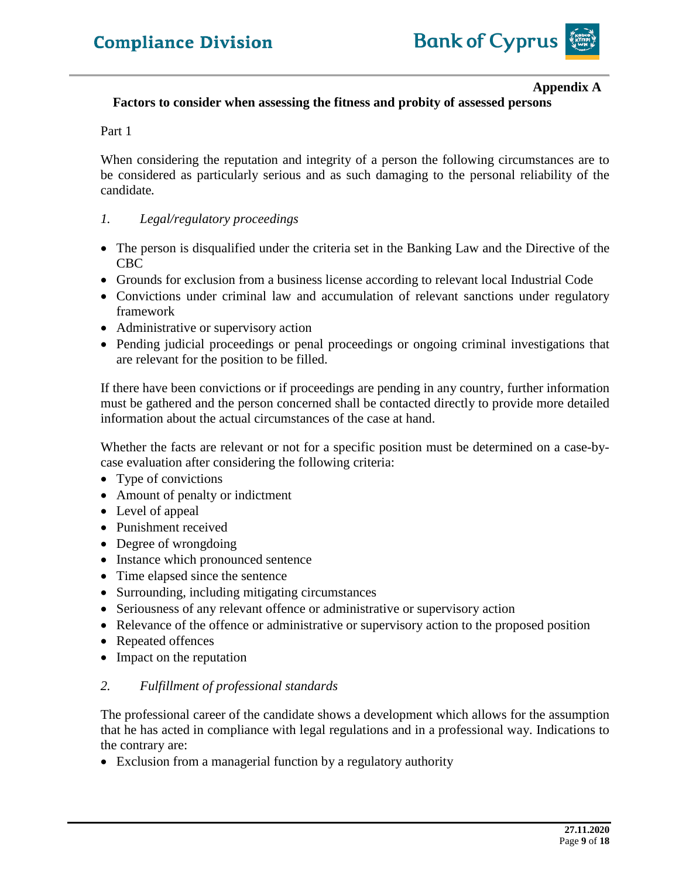**Appendix A**

**Factors to consider when assessing the fitness and probity of assessed persons**

Part 1

When considering the reputation and integrity of a person the following circumstances are to be considered as particularly serious and as such damaging to the personal reliability of the candidate.

*1. Legal/regulatory proceedings*

- The person is disqualified under the criteria set in the Banking Law and the Directive of the CBC
- Grounds for exclusion from a business license according to relevant local Industrial Code
- Convictions under criminal law and accumulation of relevant sanctions under regulatory framework
- Administrative or supervisory action
- Pending judicial proceedings or penal proceedings or ongoing criminal investigations that are relevant for the position to be filled.

If there have been convictions or if proceedings are pending in any country, further information must be gathered and the person concerned shall be contacted directly to provide more detailed information about the actual circumstances of the case at hand.

Whether the facts are relevant or not for a specific position must be determined on a case-by-case evaluation after considering the following criteria:

- Type of convictions
- Amount of penalty or indictment
- Level of appeal
- Punishment received
- Degree of wrongdoing
- Instance which pronounced sentence
- Time elapsed since the sentence
- Surrounding, including mitigating circumstances
- Seriousness of any relevant offence or administrative or supervisory action
- Relevance of the offence or administrative or supervisory action to the proposed position
- Repeated offences
- Impact on the reputation

*2. Fulfillment of professional standards*

The professional career of the candidate shows a development which allows for the assumption that he has acted in compliance with legal regulations and in a professional way. Indications to the contrary are:

- Exclusion from a managerial function by a regulatory authority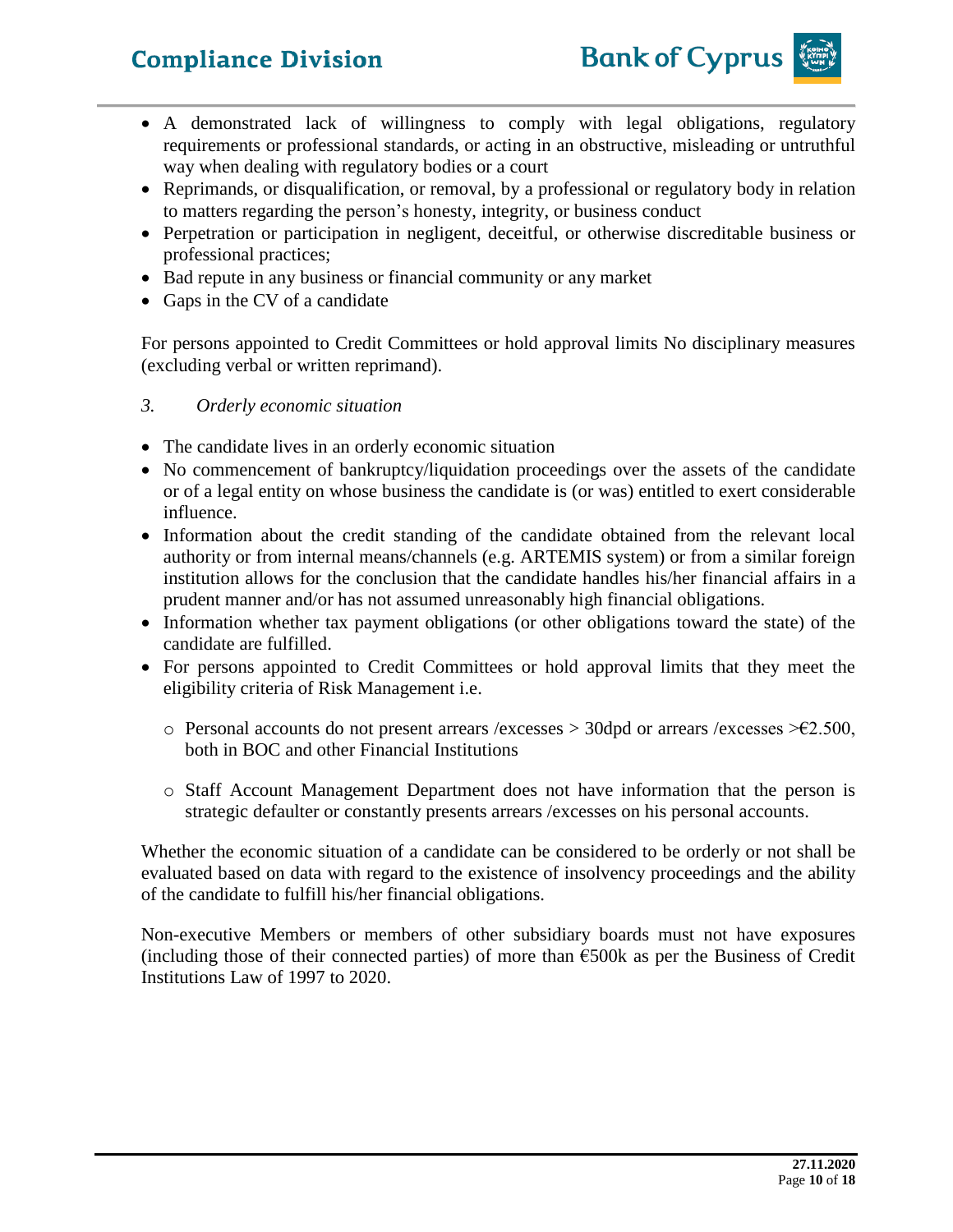- A demonstrated lack of willingness to comply with legal obligations, regulatory requirements or professional standards, or acting in an obstructive, misleading or untruthful way when dealing with regulatory bodies or a court
- Reprimands, or disqualification, or removal, by a professional or regulatory body in relation to matters regarding the person's honesty, integrity, or business conduct
- Perpetration or participation in negligent, deceitful, or otherwise discreditable business or professional practices;
- Bad repute in any business or financial community or any market
- Gaps in the CV of a candidate

For persons appointed to Credit Committees or hold approval limits No disciplinary measures (excluding verbal or written reprimand).

*3. Orderly economic situation*

- The candidate lives in an orderly economic situation
- No commencement of bankruptcy/liquidation proceedings over the assets of the candidate or of a legal entity on whose business the candidate is (or was) entitled to exert considerable influence.
- Information about the credit standing of the candidate obtained from the relevant local authority or from internal means/channels (e.g. ARTEMIS system) or from a similar foreign institution allows for the conclusion that the candidate handles his/her financial affairs in a prudent manner and/or has not assumed unreasonably high financial obligations.
- Information whether tax payment obligations (or other obligations toward the state) of the candidate are fulfilled.
- For persons appointed to Credit Committees or hold approval limits that they meet the eligibility criteria of Risk Management i.e.
  - Personal accounts do not present arrears /excesses > 30dpd or arrears /excesses >€2.500, both in BOC and other Financial Institutions
  - Staff Account Management Department does not have information that the person is strategic defaulter or constantly presents arrears /excesses on his personal accounts.

Whether the economic situation of a candidate can be considered to be orderly or not shall be evaluated based on data with regard to the existence of insolvency proceedings and the ability of the candidate to fulfill his/her financial obligations.

Non-executive Members or members of other subsidiary boards must not have exposures (including those of their connected parties) of more than €500k as per the Business of Credit Institutions Law of 1997 to 2020.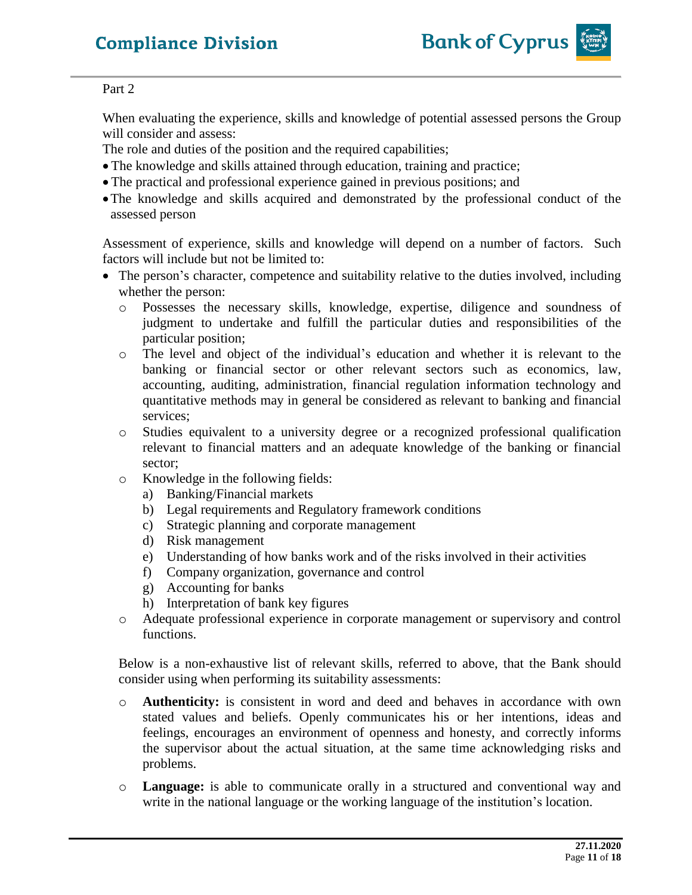Part 2

When evaluating the experience, skills and knowledge of potential assessed persons the Group will consider and assess:

The role and duties of the position and the required capabilities;

- The knowledge and skills attained through education, training and practice;
- The practical and professional experience gained in previous positions; and
- The knowledge and skills acquired and demonstrated by the professional conduct of the assessed person

Assessment of experience, skills and knowledge will depend on a number of factors. Such factors will include but not be limited to:

- The person's character, competence and suitability relative to the duties involved, including whether the person:
  - Possesses the necessary skills, knowledge, expertise, diligence and soundness of judgment to undertake and fulfill the particular duties and responsibilities of the particular position;
  - The level and object of the individual's education and whether it is relevant to the banking or financial sector or other relevant sectors such as economics, law, accounting, auditing, administration, financial regulation information technology and quantitative methods may in general be considered as relevant to banking and financial services;
  - Studies equivalent to a university degree or a recognized professional qualification relevant to financial matters and an adequate knowledge of the banking or financial sector;
  - Knowledge in the following fields:
    - a) Banking/Financial markets
    - b) Legal requirements and Regulatory framework conditions
    - c) Strategic planning and corporate management
    - d) Risk management
    - e) Understanding of how banks work and of the risks involved in their activities
    - f) Company organization, governance and control
    - g) Accounting for banks
    - h) Interpretation of bank key figures
  - Adequate professional experience in corporate management or supervisory and control functions.

Below is a non-exhaustive list of relevant skills, referred to above, that the Bank should consider using when performing its suitability assessments:

- **Authenticity:** is consistent in word and deed and behaves in accordance with own stated values and beliefs. Openly communicates his or her intentions, ideas and feelings, encourages an environment of openness and honesty, and correctly informs the supervisor about the actual situation, at the same time acknowledging risks and problems.
- **Language:** is able to communicate orally in a structured and conventional way and write in the national language or the working language of the institution's location.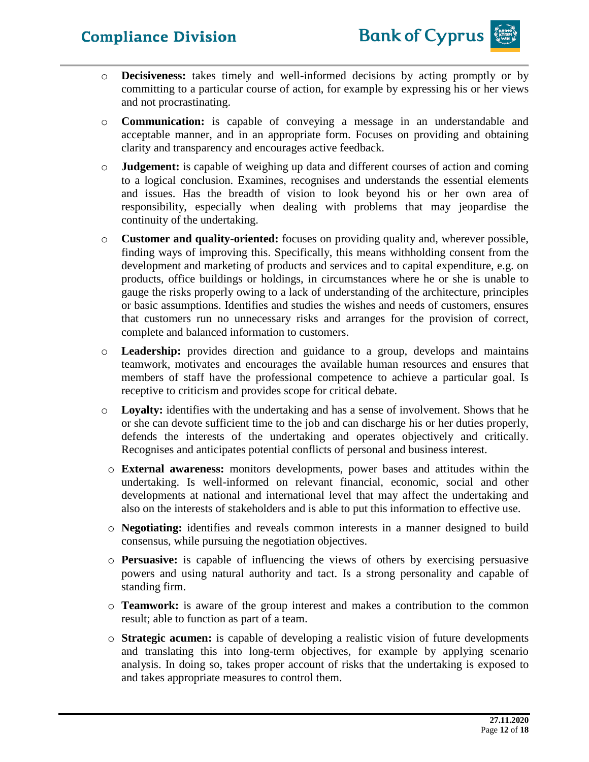- **Decisiveness:** takes timely and well-informed decisions by acting promptly or by committing to a particular course of action, for example by expressing his or her views and not procrastinating.
- **Communication:** is capable of conveying a message in an understandable and acceptable manner, and in an appropriate form. Focuses on providing and obtaining clarity and transparency and encourages active feedback.
- **Judgement:** is capable of weighing up data and different courses of action and coming to a logical conclusion. Examines, recognises and understands the essential elements and issues. Has the breadth of vision to look beyond his or her own area of responsibility, especially when dealing with problems that may jeopardise the continuity of the undertaking.
- **Customer and quality-oriented:** focuses on providing quality and, wherever possible, finding ways of improving this. Specifically, this means withholding consent from the development and marketing of products and services and to capital expenditure, e.g. on products, office buildings or holdings, in circumstances where he or she is unable to gauge the risks properly owing to a lack of understanding of the architecture, principles or basic assumptions. Identifies and studies the wishes and needs of customers, ensures that customers run no unnecessary risks and arranges for the provision of correct, complete and balanced information to customers.
- **Leadership:** provides direction and guidance to a group, develops and maintains teamwork, motivates and encourages the available human resources and ensures that members of staff have the professional competence to achieve a particular goal. Is receptive to criticism and provides scope for critical debate.
- **Loyalty:** identifies with the undertaking and has a sense of involvement. Shows that he or she can devote sufficient time to the job and can discharge his or her duties properly, defends the interests of the undertaking and operates objectively and critically. Recognises and anticipates potential conflicts of personal and business interest.
- **External awareness:** monitors developments, power bases and attitudes within the undertaking. Is well-informed on relevant financial, economic, social and other developments at national and international level that may affect the undertaking and also on the interests of stakeholders and is able to put this information to effective use.
- **Negotiating:** identifies and reveals common interests in a manner designed to build consensus, while pursuing the negotiation objectives.
- **Persuasive:** is capable of influencing the views of others by exercising persuasive powers and using natural authority and tact. Is a strong personality and capable of standing firm.
- **Teamwork:** is aware of the group interest and makes a contribution to the common result; able to function as part of a team.
- **Strategic acumen:** is capable of developing a realistic vision of future developments and translating this into long-term objectives, for example by applying scenario analysis. In doing so, takes proper account of risks that the undertaking is exposed to and takes appropriate measures to control them.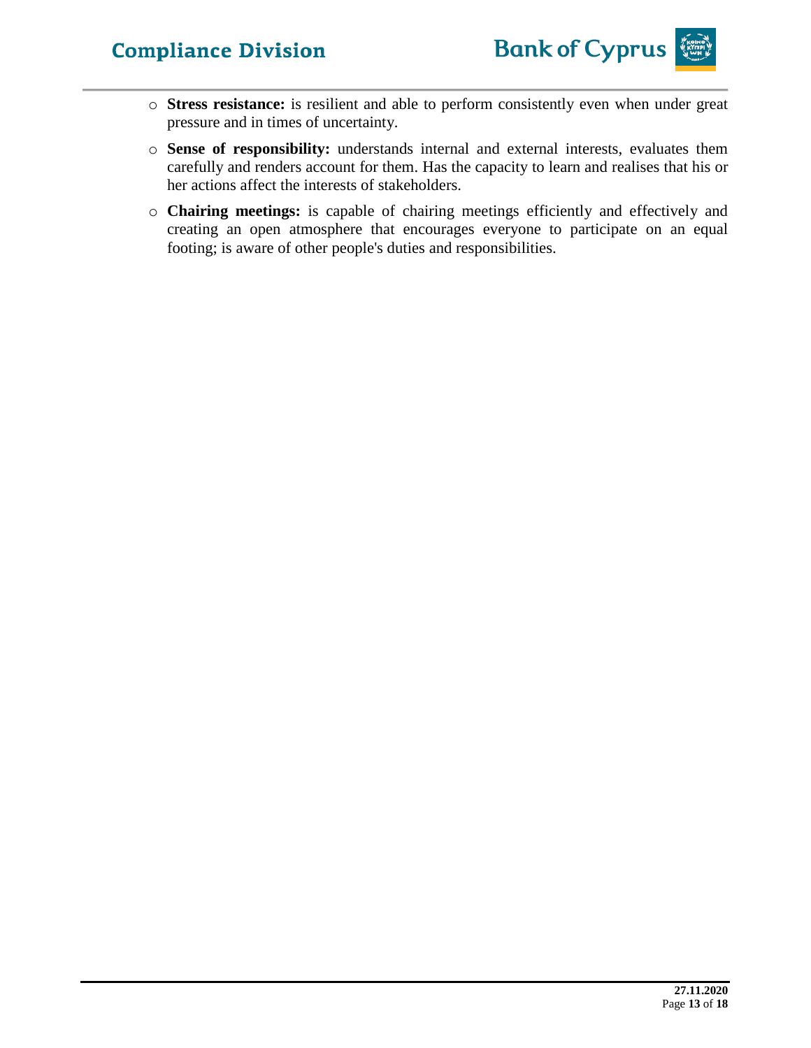- **Stress resistance:** is resilient and able to perform consistently even when under great pressure and in times of uncertainty.
- **Sense of responsibility:** understands internal and external interests, evaluates them carefully and renders account for them. Has the capacity to learn and realises that his or her actions affect the interests of stakeholders.
- **Chairing meetings:** is capable of chairing meetings efficiently and effectively and creating an open atmosphere that encourages everyone to participate on an equal footing; is aware of other people's duties and responsibilities.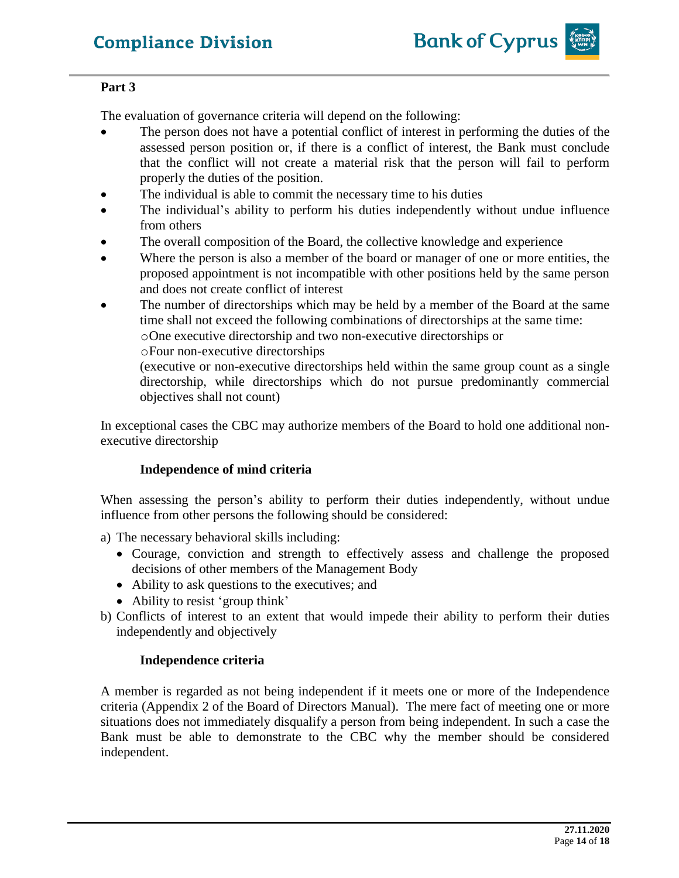**Part 3**

The evaluation of governance criteria will depend on the following:

- The person does not have a potential conflict of interest in performing the duties of the assessed person position or, if there is a conflict of interest, the Bank must conclude that the conflict will not create a material risk that the person will fail to perform properly the duties of the position.
- The individual is able to commit the necessary time to his duties
- The individual's ability to perform his duties independently without undue influence from others
- The overall composition of the Board, the collective knowledge and experience
- Where the person is also a member of the board or manager of one or more entities, the proposed appointment is not incompatible with other positions held by the same person and does not create conflict of interest
- The number of directorships which may be held by a member of the Board at the same time shall not exceed the following combinations of directorships at the same time:
  - One executive directorship and two non-executive directorships or
  - Four non-executive directorships

  (executive or non-executive directorships held within the same group count as a single directorship, while directorships which do not pursue predominantly commercial objectives shall not count)

In exceptional cases the CBC may authorize members of the Board to hold one additional non-executive directorship

**Independence of mind criteria**

When assessing the person's ability to perform their duties independently, without undue influence from other persons the following should be considered:

a) The necessary behavioral skills including:
   - Courage, conviction and strength to effectively assess and challenge the proposed decisions of other members of the Management Body
   - Ability to ask questions to the executives; and
   - Ability to resist 'group think'

b) Conflicts of interest to an extent that would impede their ability to perform their duties independently and objectively

**Independence criteria**

A member is regarded as not being independent if it meets one or more of the Independence criteria (Appendix 2 of the Board of Directors Manual). The mere fact of meeting one or more situations does not immediately disqualify a person from being independent. In such a case the Bank must be able to demonstrate to the CBC why the member should be considered independent.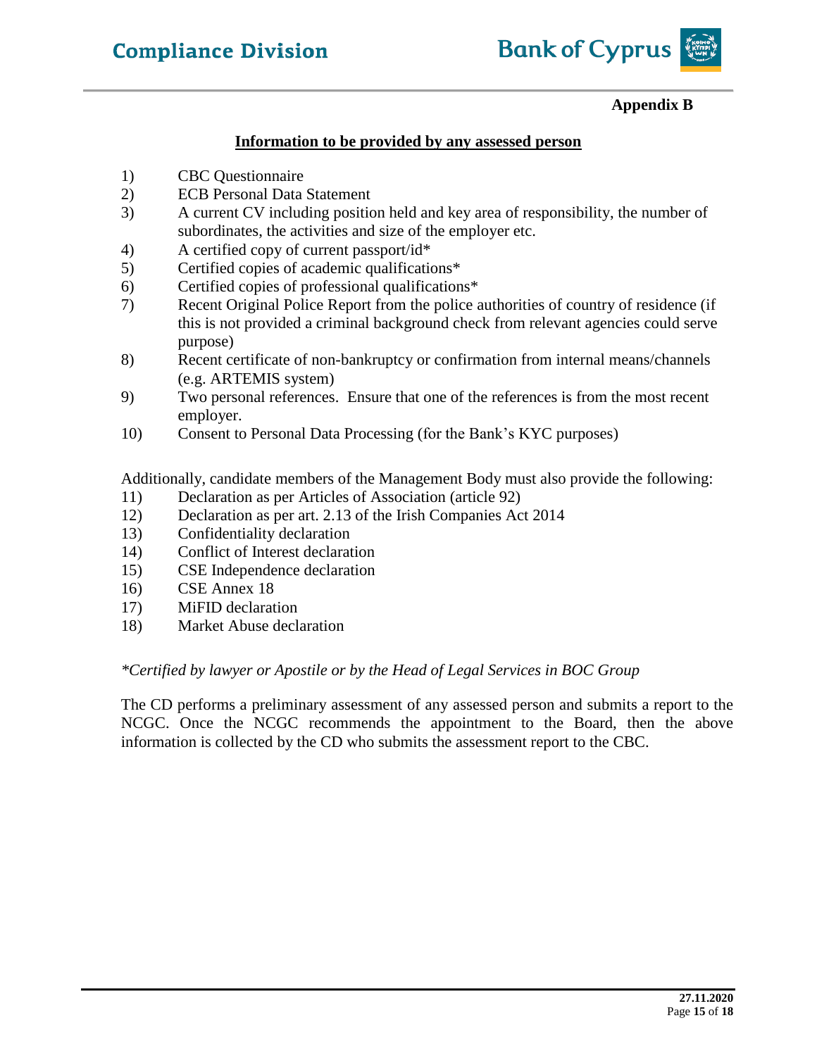**Appendix B**

## Information to be provided by any assessed person

1) CBC Questionnaire
2) ECB Personal Data Statement
3) A current CV including position held and key area of responsibility, the number of subordinates, the activities and size of the employer etc.
4) A certified copy of current passport/id*
5) Certified copies of academic qualifications*
6) Certified copies of professional qualifications*
7) Recent Original Police Report from the police authorities of country of residence (if this is not provided a criminal background check from relevant agencies could serve purpose)
8) Recent certificate of non-bankruptcy or confirmation from internal means/channels (e.g. ARTEMIS system)
9) Two personal references. Ensure that one of the references is from the most recent employer.
10) Consent to Personal Data Processing (for the Bank's KYC purposes)

Additionally, candidate members of the Management Body must also provide the following:

11) Declaration as per Articles of Association (article 92)
12) Declaration as per art. 2.13 of the Irish Companies Act 2014
13) Confidentiality declaration
14) Conflict of Interest declaration
15) CSE Independence declaration
16) CSE Annex 18
17) MiFID declaration
18) Market Abuse declaration

*\*Certified by lawyer or Apostile or by the Head of Legal Services in BOC Group*

The CD performs a preliminary assessment of any assessed person and submits a report to the NCGC. Once the NCGC recommends the appointment to the Board, then the above information is collected by the CD who submits the assessment report to the CBC.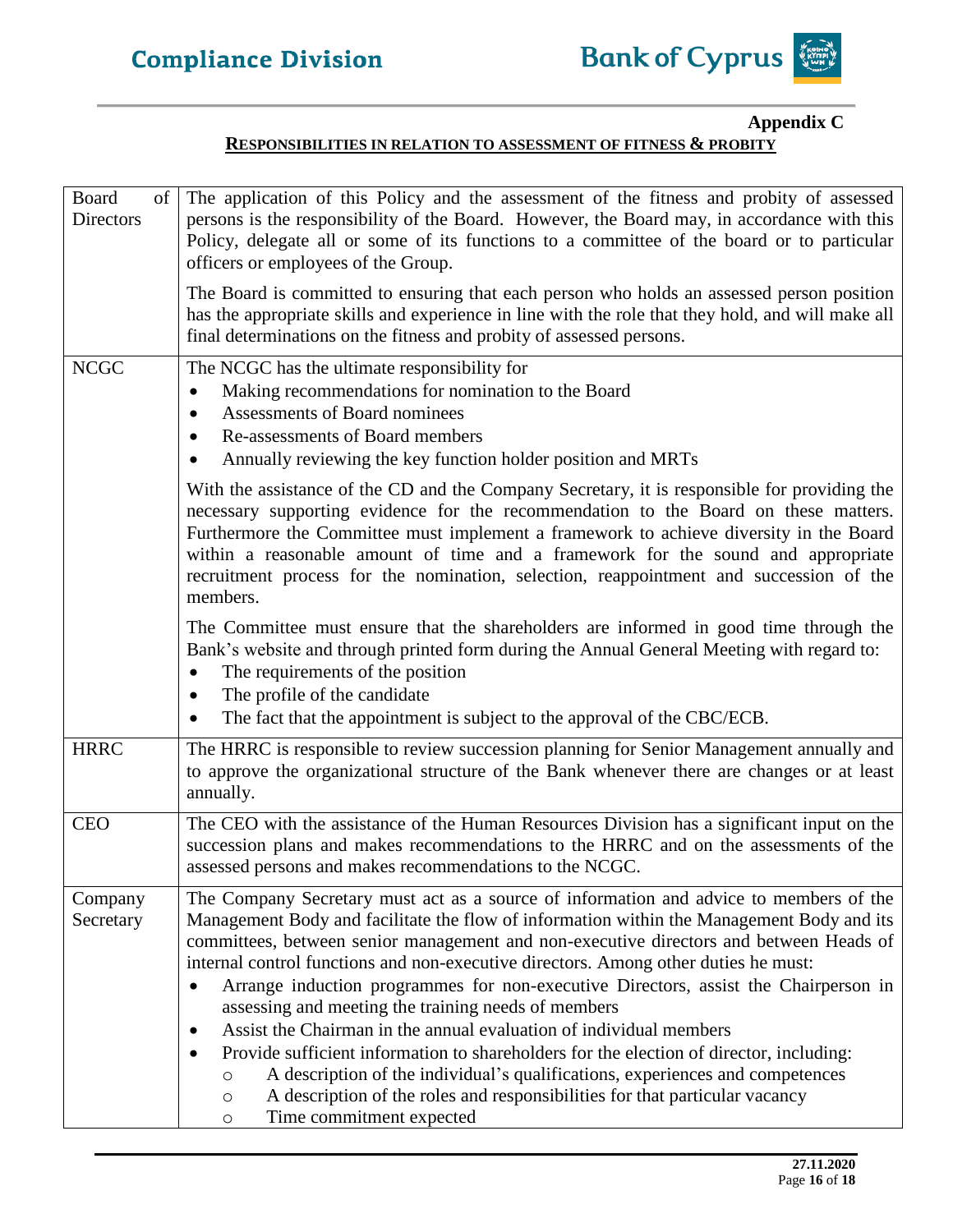**Appendix C**

**RESPONSIBILITIES IN RELATION TO ASSESSMENT OF FITNESS & PROBITY**

| | |
|---|---|
| Board of Directors | The application of this Policy and the assessment of the fitness and probity of assessed persons is the responsibility of the Board. However, the Board may, in accordance with this Policy, delegate all or some of its functions to a committee of the board or to particular officers or employees of the Group.<br><br>The Board is committed to ensuring that each person who holds an assessed person position has the appropriate skills and experience in line with the role that they hold, and will make all final determinations on the fitness and probity of assessed persons. |
| NCGC | The NCGC has the ultimate responsibility for<br>• Making recommendations for nomination to the Board<br>• Assessments of Board nominees<br>• Re-assessments of Board members<br>• Annually reviewing the key function holder position and MRTs<br><br>With the assistance of the CD and the Company Secretary, it is responsible for providing the necessary supporting evidence for the recommendation to the Board on these matters. Furthermore the Committee must implement a framework to achieve diversity in the Board within a reasonable amount of time and a framework for the sound and appropriate recruitment process for the nomination, selection, reappointment and succession of the members.<br><br>The Committee must ensure that the shareholders are informed in good time through the Bank's website and through printed form during the Annual General Meeting with regard to:<br>• The requirements of the position<br>• The profile of the candidate<br>• The fact that the appointment is subject to the approval of the CBC/ECB. |
| HRRC | The HRRC is responsible to review succession planning for Senior Management annually and to approve the organizational structure of the Bank whenever there are changes or at least annually. |
| CEO | The CEO with the assistance of the Human Resources Division has a significant input on the succession plans and makes recommendations to the HRRC and on the assessments of the assessed persons and makes recommendations to the NCGC. |
| Company Secretary | The Company Secretary must act as a source of information and advice to members of the Management Body and facilitate the flow of information within the Management Body and its committees, between senior management and non-executive directors and between Heads of internal control functions and non-executive directors. Among other duties he must:<br>• Arrange induction programmes for non-executive Directors, assist the Chairperson in assessing and meeting the training needs of members<br>• Assist the Chairman in the annual evaluation of individual members<br>• Provide sufficient information to shareholders for the election of director, including:<br>&nbsp;&nbsp;○ A description of the individual's qualifications, experiences and competences<br>&nbsp;&nbsp;○ A description of the roles and responsibilities for that particular vacancy<br>&nbsp;&nbsp;○ Time commitment expected |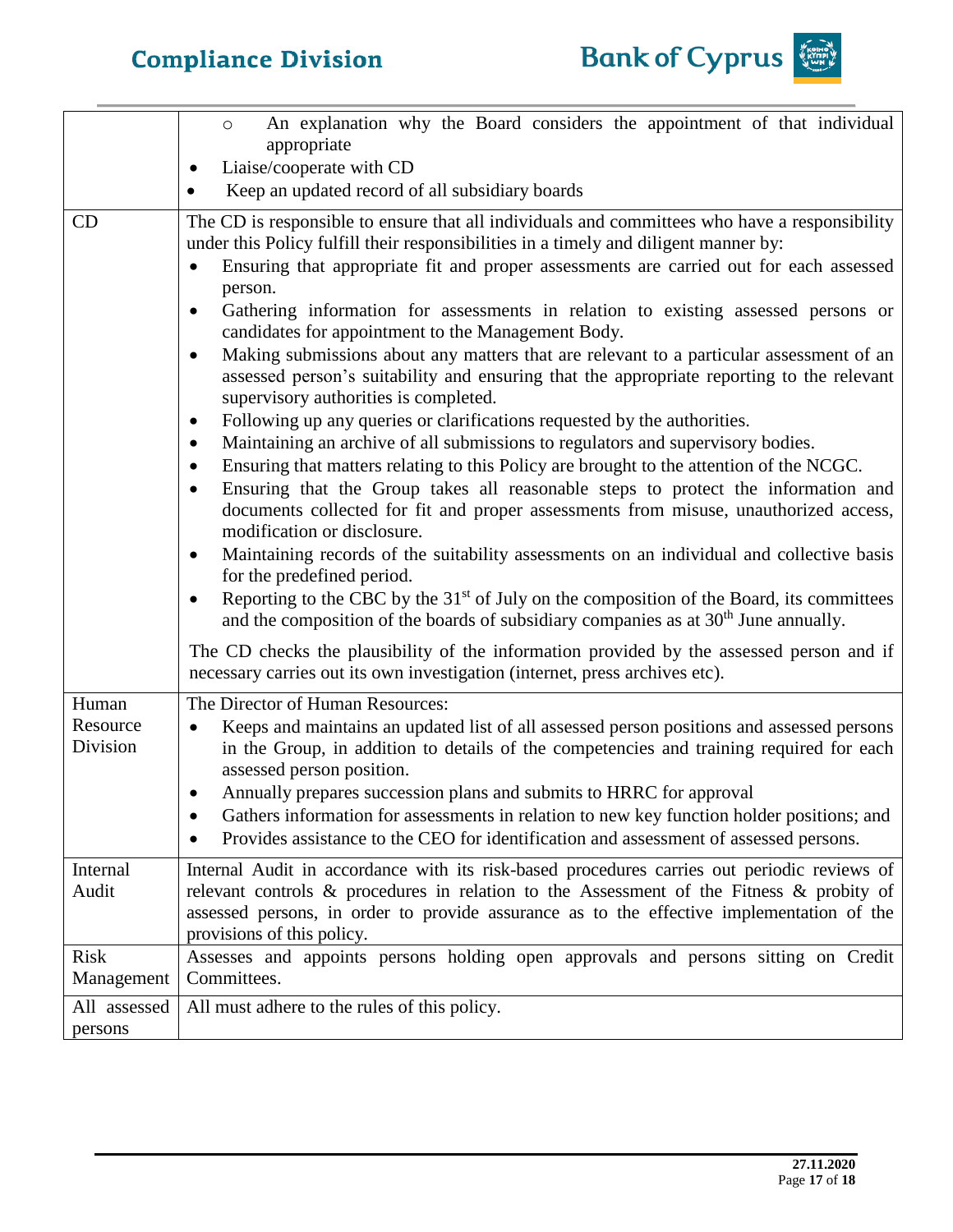| | |
|---|---|
| | ◦ An explanation why the Board considers the appointment of that individual appropriate<br>• Liaise/cooperate with CD<br>• Keep an updated record of all subsidiary boards |
| CD | The CD is responsible to ensure that all individuals and committees who have a responsibility under this Policy fulfill their responsibilities in a timely and diligent manner by:<br>• Ensuring that appropriate fit and proper assessments are carried out for each assessed person.<br>• Gathering information for assessments in relation to existing assessed persons or candidates for appointment to the Management Body.<br>• Making submissions about any matters that are relevant to a particular assessment of an assessed person's suitability and ensuring that the appropriate reporting to the relevant supervisory authorities is completed.<br>• Following up any queries or clarifications requested by the authorities.<br>• Maintaining an archive of all submissions to regulators and supervisory bodies.<br>• Ensuring that matters relating to this Policy are brought to the attention of the NCGC.<br>• Ensuring that the Group takes all reasonable steps to protect the information and documents collected for fit and proper assessments from misuse, unauthorized access, modification or disclosure.<br>• Maintaining records of the suitability assessments on an individual and collective basis for the predefined period.<br>• Reporting to the CBC by the 31st of July on the composition of the Board, its committees and the composition of the boards of subsidiary companies as at 30th June annually.<br><br>The CD checks the plausibility of the information provided by the assessed person and if necessary carries out its own investigation (internet, press archives etc). |
| Human Resource Division | The Director of Human Resources:<br>• Keeps and maintains an updated list of all assessed person positions and assessed persons in the Group, in addition to details of the competencies and training required for each assessed person position.<br>• Annually prepares succession plans and submits to HRRC for approval<br>• Gathers information for assessments in relation to new key function holder positions; and<br>• Provides assistance to the CEO for identification and assessment of assessed persons. |
| Internal Audit | Internal Audit in accordance with its risk-based procedures carries out periodic reviews of relevant controls & procedures in relation to the Assessment of the Fitness & probity of assessed persons, in order to provide assurance as to the effective implementation of the provisions of this policy. |
| Risk Management | Assesses and appoints persons holding open approvals and persons sitting on Credit Committees. |
| All assessed persons | All must adhere to the rules of this policy. |

27.11.2020